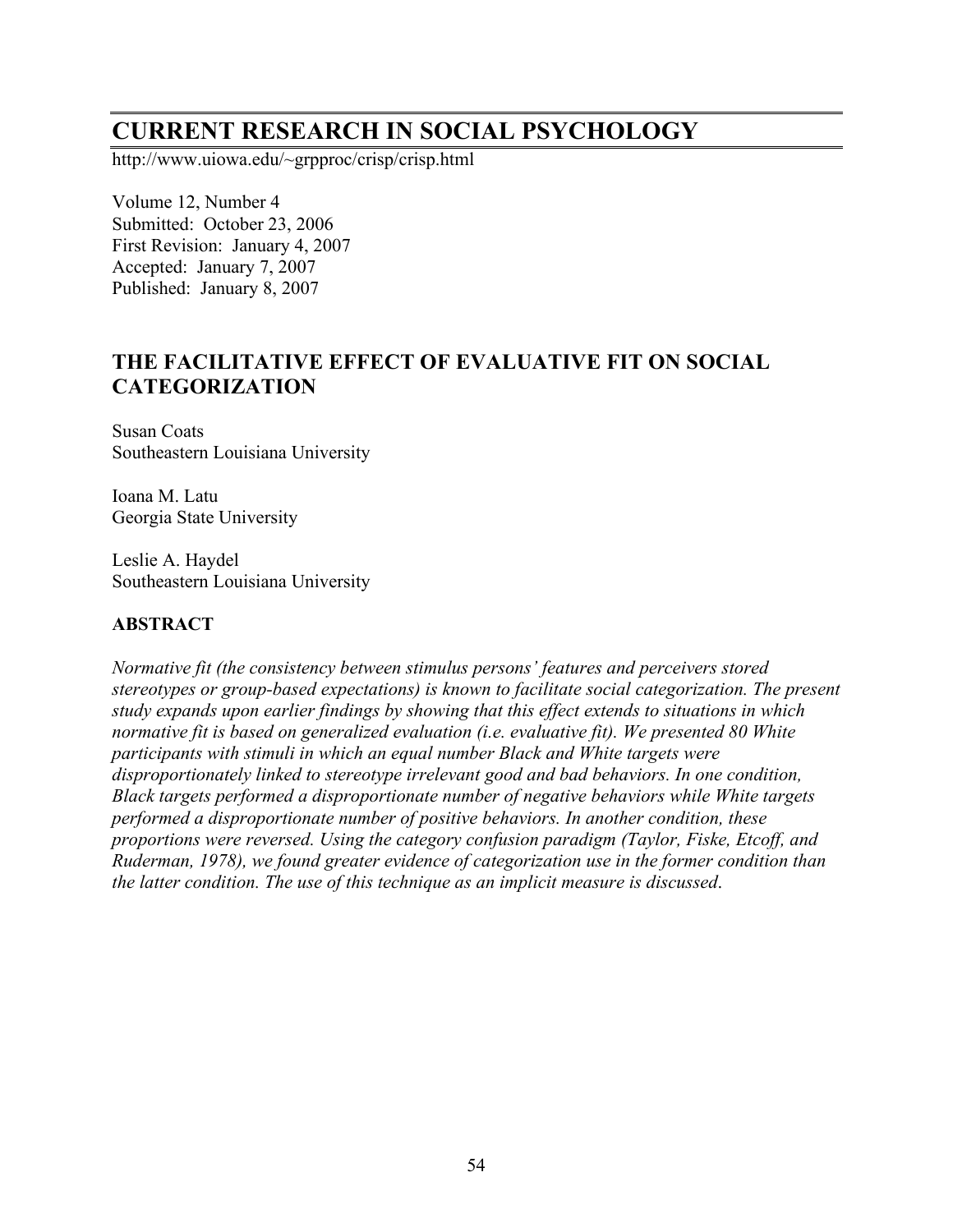# CURRENT RESEARCH IN SOCIAL PSYCHOLOGY

http://www.uiowa.edu/~grpproc/crisp/crisp.html

Volume 12, Number 4
Submitted: October 23, 2006
First Revision: January 4, 2007
Accepted: January 7, 2007
Published: January 8, 2007

## THE FACILITATIVE EFFECT OF EVALUATIVE FIT ON SOCIAL CATEGORIZATION

Susan Coats
Southeastern Louisiana University

Ioana M. Latu
Georgia State University

Leslie A. Haydel
Southeastern Louisiana University

### ABSTRACT

*Normative fit (the consistency between stimulus persons' features and perceivers stored stereotypes or group-based expectations) is known to facilitate social categorization. The present study expands upon earlier findings by showing that this effect extends to situations in which normative fit is based on generalized evaluation (i.e. evaluative fit). We presented 80 White participants with stimuli in which an equal number Black and White targets were disproportionately linked to stereotype irrelevant good and bad behaviors. In one condition, Black targets performed a disproportionate number of negative behaviors while White targets performed a disproportionate number of positive behaviors. In another condition, these proportions were reversed. Using the category confusion paradigm (Taylor, Fiske, Etcoff, and Ruderman, 1978), we found greater evidence of categorization use in the former condition than the latter condition. The use of this technique as an implicit measure is discussed.*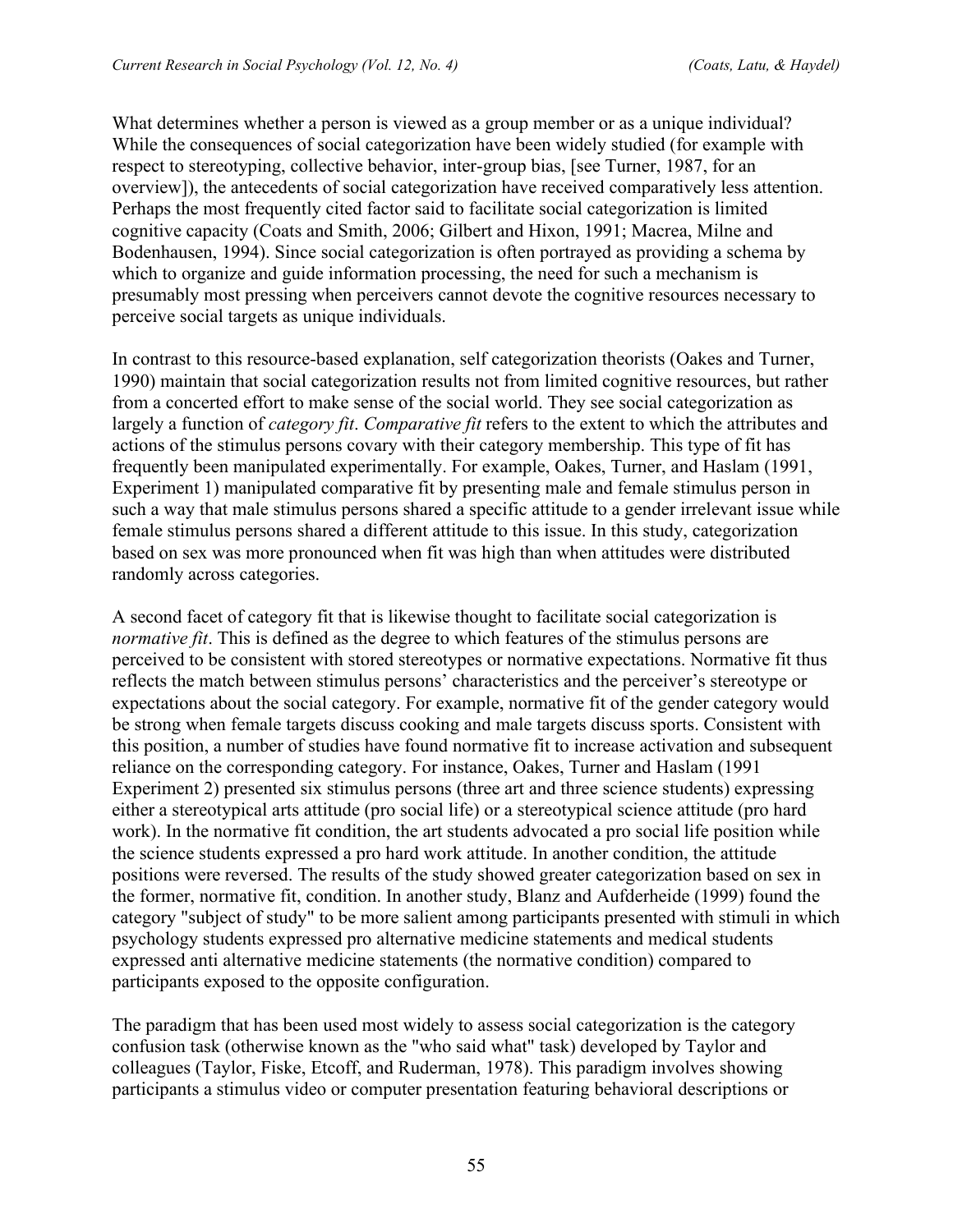What determines whether a person is viewed as a group member or as a unique individual? While the consequences of social categorization have been widely studied (for example with respect to stereotyping, collective behavior, inter-group bias, [see Turner, 1987, for an overview]), the antecedents of social categorization have received comparatively less attention. Perhaps the most frequently cited factor said to facilitate social categorization is limited cognitive capacity (Coats and Smith, 2006; Gilbert and Hixon, 1991; Macrea, Milne and Bodenhausen, 1994). Since social categorization is often portrayed as providing a schema by which to organize and guide information processing, the need for such a mechanism is presumably most pressing when perceivers cannot devote the cognitive resources necessary to perceive social targets as unique individuals.

In contrast to this resource-based explanation, self categorization theorists (Oakes and Turner, 1990) maintain that social categorization results not from limited cognitive resources, but rather from a concerted effort to make sense of the social world. They see social categorization as largely a function of *category fit*. *Comparative fit* refers to the extent to which the attributes and actions of the stimulus persons covary with their category membership. This type of fit has frequently been manipulated experimentally. For example, Oakes, Turner, and Haslam (1991, Experiment 1) manipulated comparative fit by presenting male and female stimulus person in such a way that male stimulus persons shared a specific attitude to a gender irrelevant issue while female stimulus persons shared a different attitude to this issue. In this study, categorization based on sex was more pronounced when fit was high than when attitudes were distributed randomly across categories.

A second facet of category fit that is likewise thought to facilitate social categorization is *normative fit*. This is defined as the degree to which features of the stimulus persons are perceived to be consistent with stored stereotypes or normative expectations. Normative fit thus reflects the match between stimulus persons' characteristics and the perceiver's stereotype or expectations about the social category. For example, normative fit of the gender category would be strong when female targets discuss cooking and male targets discuss sports. Consistent with this position, a number of studies have found normative fit to increase activation and subsequent reliance on the corresponding category. For instance, Oakes, Turner and Haslam (1991 Experiment 2) presented six stimulus persons (three art and three science students) expressing either a stereotypical arts attitude (pro social life) or a stereotypical science attitude (pro hard work). In the normative fit condition, the art students advocated a pro social life position while the science students expressed a pro hard work attitude. In another condition, the attitude positions were reversed. The results of the study showed greater categorization based on sex in the former, normative fit, condition. In another study, Blanz and Aufderheide (1999) found the category "subject of study" to be more salient among participants presented with stimuli in which psychology students expressed pro alternative medicine statements and medical students expressed anti alternative medicine statements (the normative condition) compared to participants exposed to the opposite configuration.

The paradigm that has been used most widely to assess social categorization is the category confusion task (otherwise known as the "who said what" task) developed by Taylor and colleagues (Taylor, Fiske, Etcoff, and Ruderman, 1978). This paradigm involves showing participants a stimulus video or computer presentation featuring behavioral descriptions or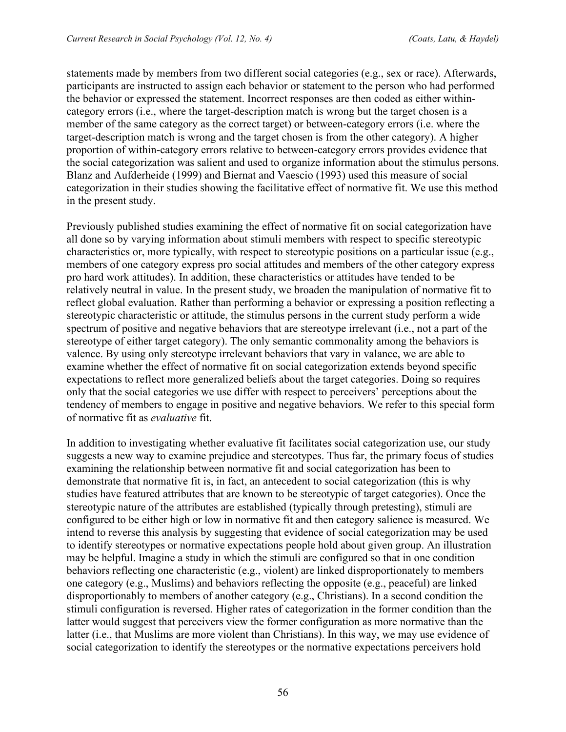statements made by members from two different social categories (e.g., sex or race). Afterwards, participants are instructed to assign each behavior or statement to the person who had performed the behavior or expressed the statement. Incorrect responses are then coded as either within-category errors (i.e., where the target-description match is wrong but the target chosen is a member of the same category as the correct target) or between-category errors (i.e. where the target-description match is wrong and the target chosen is from the other category). A higher proportion of within-category errors relative to between-category errors provides evidence that the social categorization was salient and used to organize information about the stimulus persons. Blanz and Aufderheide (1999) and Biernat and Vaescio (1993) used this measure of social categorization in their studies showing the facilitative effect of normative fit. We use this method in the present study.

Previously published studies examining the effect of normative fit on social categorization have all done so by varying information about stimuli members with respect to specific stereotypic characteristics or, more typically, with respect to stereotypic positions on a particular issue (e.g., members of one category express pro social attitudes and members of the other category express pro hard work attitudes). In addition, these characteristics or attitudes have tended to be relatively neutral in value. In the present study, we broaden the manipulation of normative fit to reflect global evaluation. Rather than performing a behavior or expressing a position reflecting a stereotypic characteristic or attitude, the stimulus persons in the current study perform a wide spectrum of positive and negative behaviors that are stereotype irrelevant (i.e., not a part of the stereotype of either target category). The only semantic commonality among the behaviors is valence. By using only stereotype irrelevant behaviors that vary in valance, we are able to examine whether the effect of normative fit on social categorization extends beyond specific expectations to reflect more generalized beliefs about the target categories. Doing so requires only that the social categories we use differ with respect to perceivers' perceptions about the tendency of members to engage in positive and negative behaviors. We refer to this special form of normative fit as *evaluative* fit.

In addition to investigating whether evaluative fit facilitates social categorization use, our study suggests a new way to examine prejudice and stereotypes. Thus far, the primary focus of studies examining the relationship between normative fit and social categorization has been to demonstrate that normative fit is, in fact, an antecedent to social categorization (this is why studies have featured attributes that are known to be stereotypic of target categories). Once the stereotypic nature of the attributes are established (typically through pretesting), stimuli are configured to be either high or low in normative fit and then category salience is measured. We intend to reverse this analysis by suggesting that evidence of social categorization may be used to identify stereotypes or normative expectations people hold about given group. An illustration may be helpful. Imagine a study in which the stimuli are configured so that in one condition behaviors reflecting one characteristic (e.g., violent) are linked disproportionately to members one category (e.g., Muslims) and behaviors reflecting the opposite (e.g., peaceful) are linked disproportionably to members of another category (e.g., Christians). In a second condition the stimuli configuration is reversed. Higher rates of categorization in the former condition than the latter would suggest that perceivers view the former configuration as more normative than the latter (i.e., that Muslims are more violent than Christians). In this way, we may use evidence of social categorization to identify the stereotypes or the normative expectations perceivers hold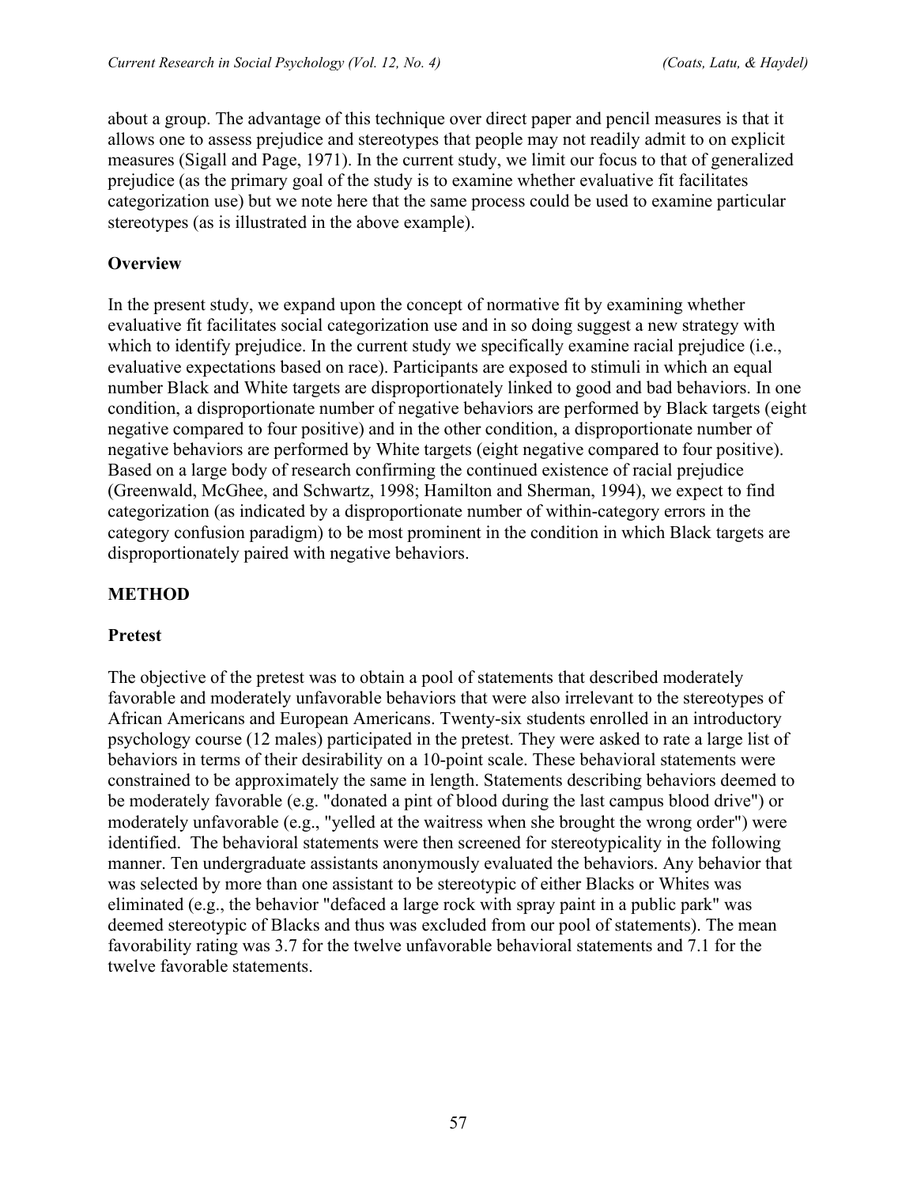about a group. The advantage of this technique over direct paper and pencil measures is that it allows one to assess prejudice and stereotypes that people may not readily admit to on explicit measures (Sigall and Page, 1971). In the current study, we limit our focus to that of generalized prejudice (as the primary goal of the study is to examine whether evaluative fit facilitates categorization use) but we note here that the same process could be used to examine particular stereotypes (as is illustrated in the above example).

## Overview

In the present study, we expand upon the concept of normative fit by examining whether evaluative fit facilitates social categorization use and in so doing suggest a new strategy with which to identify prejudice. In the current study we specifically examine racial prejudice (i.e., evaluative expectations based on race). Participants are exposed to stimuli in which an equal number Black and White targets are disproportionately linked to good and bad behaviors. In one condition, a disproportionate number of negative behaviors are performed by Black targets (eight negative compared to four positive) and in the other condition, a disproportionate number of negative behaviors are performed by White targets (eight negative compared to four positive). Based on a large body of research confirming the continued existence of racial prejudice (Greenwald, McGhee, and Schwartz, 1998; Hamilton and Sherman, 1994), we expect to find categorization (as indicated by a disproportionate number of within-category errors in the category confusion paradigm) to be most prominent in the condition in which Black targets are disproportionately paired with negative behaviors.

## METHOD

### Pretest

The objective of the pretest was to obtain a pool of statements that described moderately favorable and moderately unfavorable behaviors that were also irrelevant to the stereotypes of African Americans and European Americans. Twenty-six students enrolled in an introductory psychology course (12 males) participated in the pretest. They were asked to rate a large list of behaviors in terms of their desirability on a 10-point scale. These behavioral statements were constrained to be approximately the same in length. Statements describing behaviors deemed to be moderately favorable (e.g. "donated a pint of blood during the last campus blood drive") or moderately unfavorable (e.g., "yelled at the waitress when she brought the wrong order") were identified. The behavioral statements were then screened for stereotypicality in the following manner. Ten undergraduate assistants anonymously evaluated the behaviors. Any behavior that was selected by more than one assistant to be stereotypic of either Blacks or Whites was eliminated (e.g., the behavior "defaced a large rock with spray paint in a public park" was deemed stereotypic of Blacks and thus was excluded from our pool of statements). The mean favorability rating was 3.7 for the twelve unfavorable behavioral statements and 7.1 for the twelve favorable statements.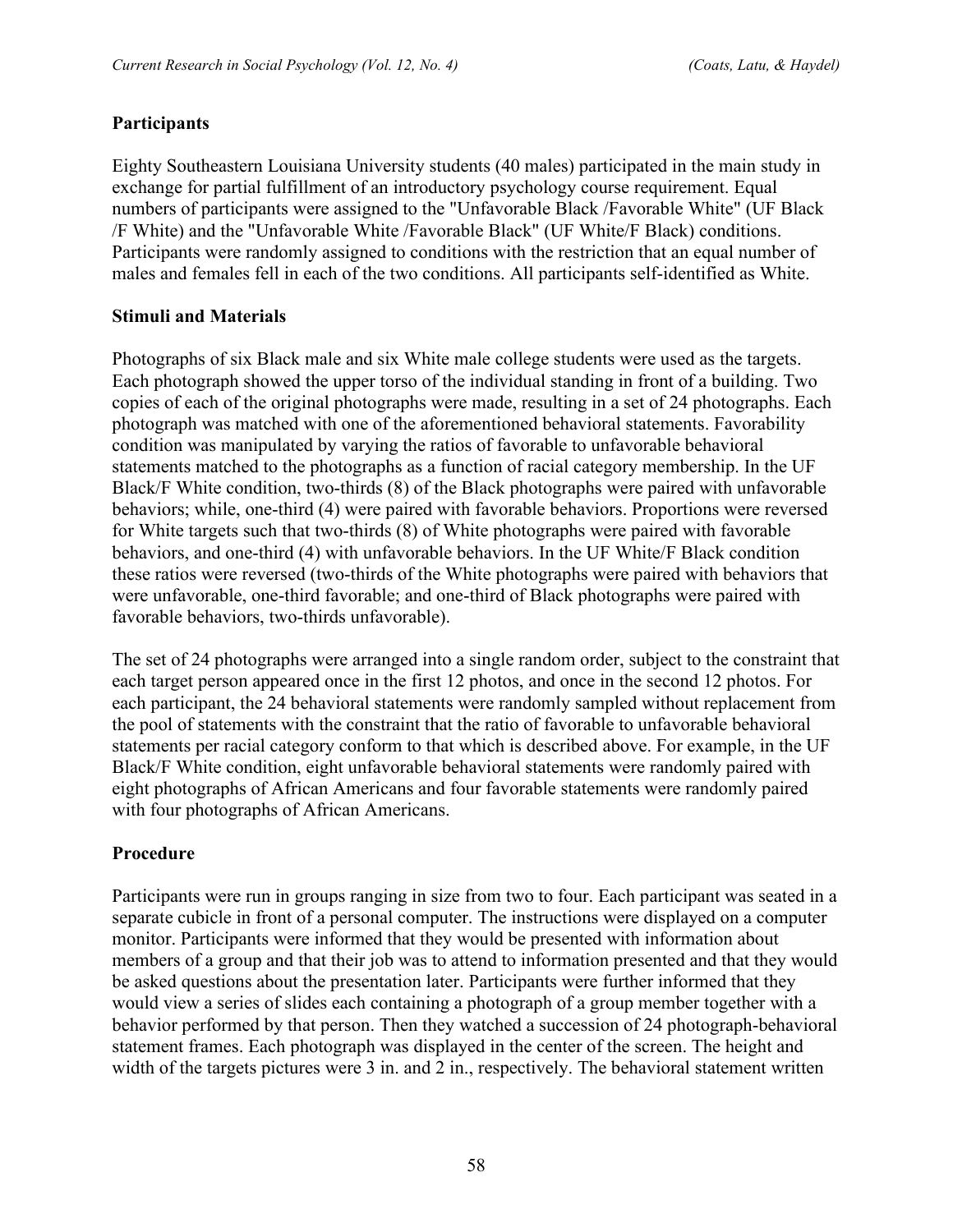### Participants

Eighty Southeastern Louisiana University students (40 males) participated in the main study in exchange for partial fulfillment of an introductory psychology course requirement. Equal numbers of participants were assigned to the "Unfavorable Black /Favorable White" (UF Black /F White) and the "Unfavorable White /Favorable Black" (UF White/F Black) conditions. Participants were randomly assigned to conditions with the restriction that an equal number of males and females fell in each of the two conditions. All participants self-identified as White.

### Stimuli and Materials

Photographs of six Black male and six White male college students were used as the targets. Each photograph showed the upper torso of the individual standing in front of a building. Two copies of each of the original photographs were made, resulting in a set of 24 photographs. Each photograph was matched with one of the aforementioned behavioral statements. Favorability condition was manipulated by varying the ratios of favorable to unfavorable behavioral statements matched to the photographs as a function of racial category membership. In the UF Black/F White condition, two-thirds (8) of the Black photographs were paired with unfavorable behaviors; while, one-third (4) were paired with favorable behaviors. Proportions were reversed for White targets such that two-thirds (8) of White photographs were paired with favorable behaviors, and one-third (4) with unfavorable behaviors. In the UF White/F Black condition these ratios were reversed (two-thirds of the White photographs were paired with behaviors that were unfavorable, one-third favorable; and one-third of Black photographs were paired with favorable behaviors, two-thirds unfavorable).

The set of 24 photographs were arranged into a single random order, subject to the constraint that each target person appeared once in the first 12 photos, and once in the second 12 photos. For each participant, the 24 behavioral statements were randomly sampled without replacement from the pool of statements with the constraint that the ratio of favorable to unfavorable behavioral statements per racial category conform to that which is described above. For example, in the UF Black/F White condition, eight unfavorable behavioral statements were randomly paired with eight photographs of African Americans and four favorable statements were randomly paired with four photographs of African Americans.

### Procedure

Participants were run in groups ranging in size from two to four. Each participant was seated in a separate cubicle in front of a personal computer. The instructions were displayed on a computer monitor. Participants were informed that they would be presented with information about members of a group and that their job was to attend to information presented and that they would be asked questions about the presentation later. Participants were further informed that they would view a series of slides each containing a photograph of a group member together with a behavior performed by that person. Then they watched a succession of 24 photograph-behavioral statement frames. Each photograph was displayed in the center of the screen. The height and width of the targets pictures were 3 in. and 2 in., respectively. The behavioral statement written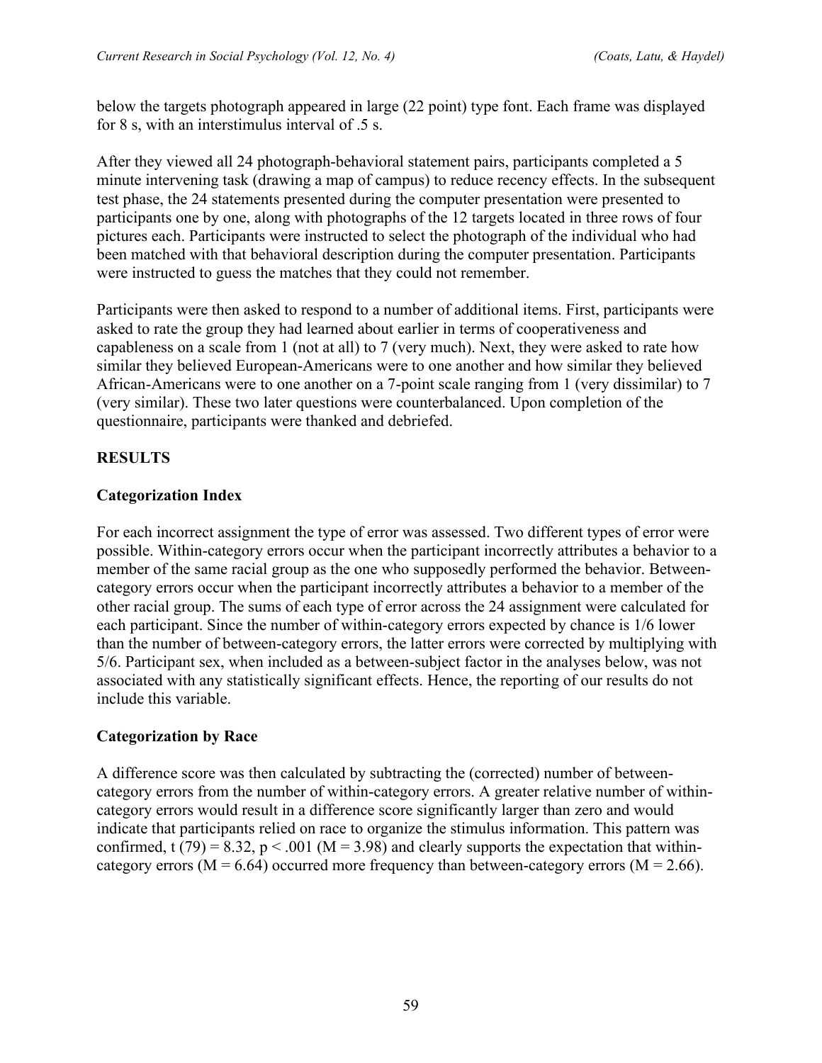below the targets photograph appeared in large (22 point) type font. Each frame was displayed for 8 s, with an interstimulus interval of .5 s.

After they viewed all 24 photograph-behavioral statement pairs, participants completed a 5 minute intervening task (drawing a map of campus) to reduce recency effects. In the subsequent test phase, the 24 statements presented during the computer presentation were presented to participants one by one, along with photographs of the 12 targets located in three rows of four pictures each. Participants were instructed to select the photograph of the individual who had been matched with that behavioral description during the computer presentation. Participants were instructed to guess the matches that they could not remember.

Participants were then asked to respond to a number of additional items. First, participants were asked to rate the group they had learned about earlier in terms of cooperativeness and capableness on a scale from 1 (not at all) to 7 (very much). Next, they were asked to rate how similar they believed European-Americans were to one another and how similar they believed African-Americans were to one another on a 7-point scale ranging from 1 (very dissimilar) to 7 (very similar). These two later questions were counterbalanced. Upon completion of the questionnaire, participants were thanked and debriefed.

## RESULTS

### Categorization Index

For each incorrect assignment the type of error was assessed. Two different types of error were possible. Within-category errors occur when the participant incorrectly attributes a behavior to a member of the same racial group as the one who supposedly performed the behavior. Between-category errors occur when the participant incorrectly attributes a behavior to a member of the other racial group. The sums of each type of error across the 24 assignment were calculated for each participant. Since the number of within-category errors expected by chance is 1/6 lower than the number of between-category errors, the latter errors were corrected by multiplying with 5/6. Participant sex, when included as a between-subject factor in the analyses below, was not associated with any statistically significant effects. Hence, the reporting of our results do not include this variable.

### Categorization by Race

A difference score was then calculated by subtracting the (corrected) number of between-category errors from the number of within-category errors. A greater relative number of within-category errors would result in a difference score significantly larger than zero and would indicate that participants relied on race to organize the stimulus information. This pattern was confirmed, $t(79) = 8.32$, $p < .001$ ($M = 3.98$) and clearly supports the expectation that within-category errors ($M = 6.64$) occurred more frequency than between-category errors ($M = 2.66$).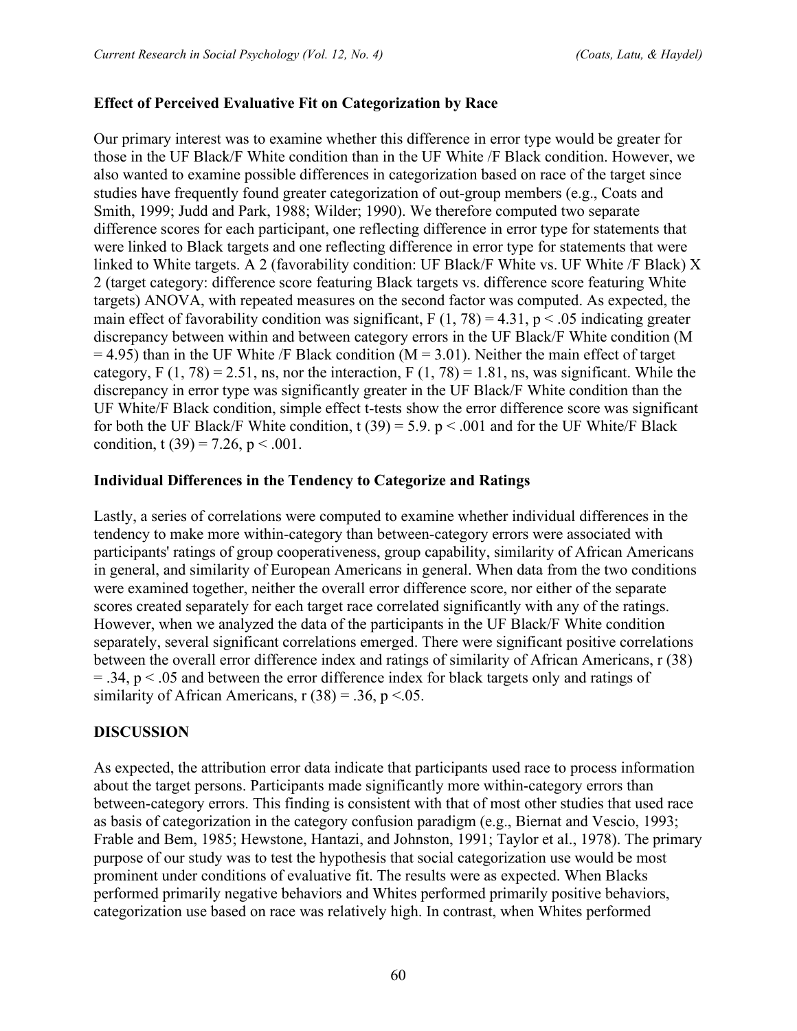### Effect of Perceived Evaluative Fit on Categorization by Race

Our primary interest was to examine whether this difference in error type would be greater for those in the UF Black/F White condition than in the UF White /F Black condition. However, we also wanted to examine possible differences in categorization based on race of the target since studies have frequently found greater categorization of out-group members (e.g., Coats and Smith, 1999; Judd and Park, 1988; Wilder; 1990). We therefore computed two separate difference scores for each participant, one reflecting difference in error type for statements that were linked to Black targets and one reflecting difference in error type for statements that were linked to White targets. A 2 (favorability condition: UF Black/F White vs. UF White /F Black) X 2 (target category: difference score featuring Black targets vs. difference score featuring White targets) ANOVA, with repeated measures on the second factor was computed. As expected, the main effect of favorability condition was significant, $F (1, 78) = 4.31$, $p < .05$ indicating greater discrepancy between within and between category errors in the UF Black/F White condition ($M = 4.95$) than in the UF White /F Black condition ($M = 3.01$). Neither the main effect of target category, $F (1, 78) = 2.51$, ns, nor the interaction, $F (1, 78) = 1.81$, ns, was significant. While the discrepancy in error type was significantly greater in the UF Black/F White condition than the UF White/F Black condition, simple effect t-tests show the error difference score was significant for both the UF Black/F White condition, $t (39) = 5.9$. $p < .001$ and for the UF White/F Black condition, $t (39) = 7.26$, $p < .001$.

### Individual Differences in the Tendency to Categorize and Ratings

Lastly, a series of correlations were computed to examine whether individual differences in the tendency to make more within-category than between-category errors were associated with participants' ratings of group cooperativeness, group capability, similarity of African Americans in general, and similarity of European Americans in general. When data from the two conditions were examined together, neither the overall error difference score, nor either of the separate scores created separately for each target race correlated significantly with any of the ratings. However, when we analyzed the data of the participants in the UF Black/F White condition separately, several significant correlations emerged. There were significant positive correlations between the overall error difference index and ratings of similarity of African Americans, $r (38) = .34$, $p < .05$ and between the error difference index for black targets only and ratings of similarity of African Americans, $r (38) = .36$, $p <.05$.

## DISCUSSION

As expected, the attribution error data indicate that participants used race to process information about the target persons. Participants made significantly more within-category errors than between-category errors. This finding is consistent with that of most other studies that used race as basis of categorization in the category confusion paradigm (e.g., Biernat and Vescio, 1993; Frable and Bem, 1985; Hewstone, Hantazi, and Johnston, 1991; Taylor et al., 1978). The primary purpose of our study was to test the hypothesis that social categorization use would be most prominent under conditions of evaluative fit. The results were as expected. When Blacks performed primarily negative behaviors and Whites performed primarily positive behaviors, categorization use based on race was relatively high. In contrast, when Whites performed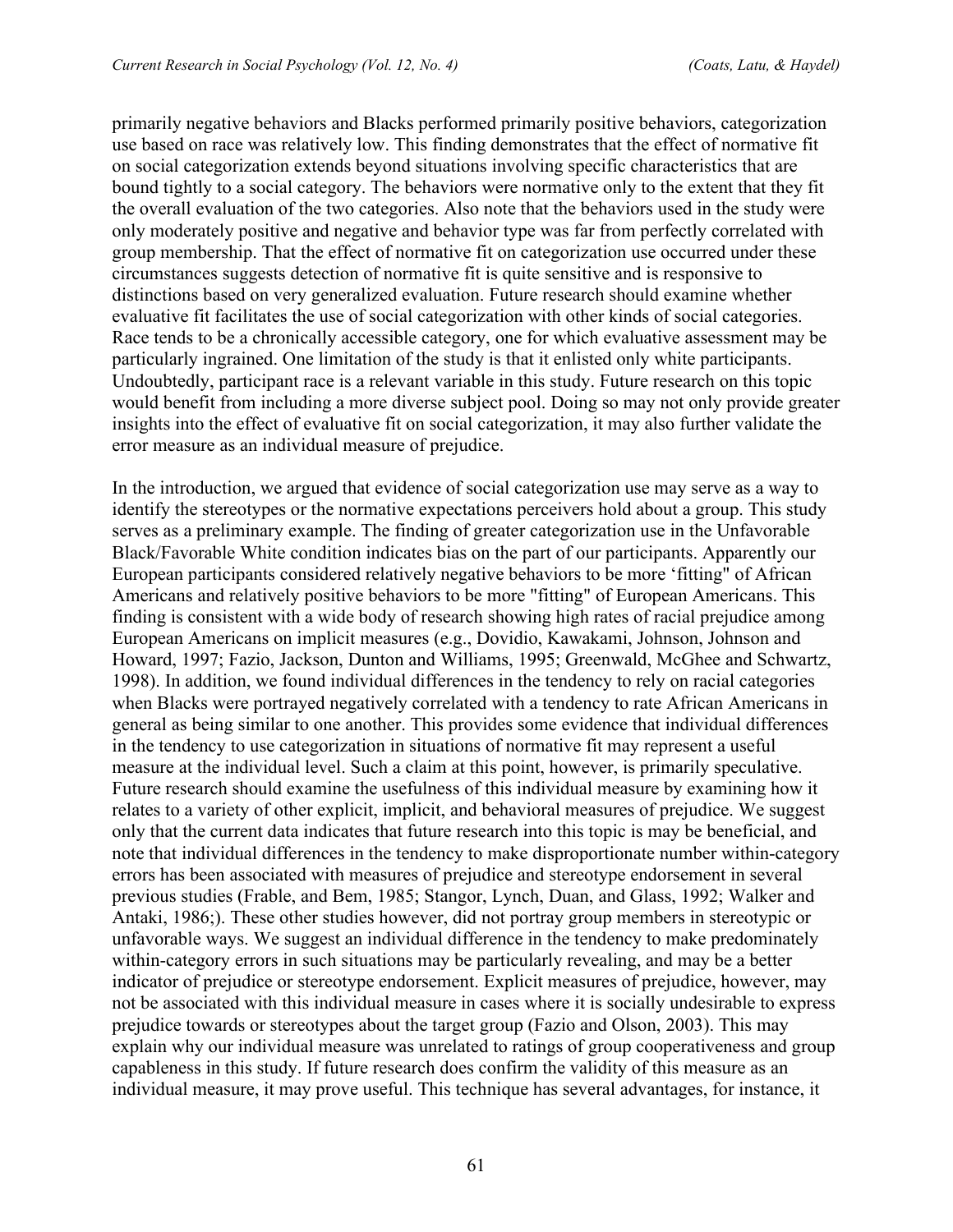primarily negative behaviors and Blacks performed primarily positive behaviors, categorization use based on race was relatively low. This finding demonstrates that the effect of normative fit on social categorization extends beyond situations involving specific characteristics that are bound tightly to a social category. The behaviors were normative only to the extent that they fit the overall evaluation of the two categories. Also note that the behaviors used in the study were only moderately positive and negative and behavior type was far from perfectly correlated with group membership. That the effect of normative fit on categorization use occurred under these circumstances suggests detection of normative fit is quite sensitive and is responsive to distinctions based on very generalized evaluation. Future research should examine whether evaluative fit facilitates the use of social categorization with other kinds of social categories. Race tends to be a chronically accessible category, one for which evaluative assessment may be particularly ingrained. One limitation of the study is that it enlisted only white participants. Undoubtedly, participant race is a relevant variable in this study. Future research on this topic would benefit from including a more diverse subject pool. Doing so may not only provide greater insights into the effect of evaluative fit on social categorization, it may also further validate the error measure as an individual measure of prejudice.

In the introduction, we argued that evidence of social categorization use may serve as a way to identify the stereotypes or the normative expectations perceivers hold about a group. This study serves as a preliminary example. The finding of greater categorization use in the Unfavorable Black/Favorable White condition indicates bias on the part of our participants. Apparently our European participants considered relatively negative behaviors to be more 'fitting" of African Americans and relatively positive behaviors to be more "fitting" of European Americans. This finding is consistent with a wide body of research showing high rates of racial prejudice among European Americans on implicit measures (e.g., Dovidio, Kawakami, Johnson, Johnson and Howard, 1997; Fazio, Jackson, Dunton and Williams, 1995; Greenwald, McGhee and Schwartz, 1998). In addition, we found individual differences in the tendency to rely on racial categories when Blacks were portrayed negatively correlated with a tendency to rate African Americans in general as being similar to one another. This provides some evidence that individual differences in the tendency to use categorization in situations of normative fit may represent a useful measure at the individual level. Such a claim at this point, however, is primarily speculative. Future research should examine the usefulness of this individual measure by examining how it relates to a variety of other explicit, implicit, and behavioral measures of prejudice. We suggest only that the current data indicates that future research into this topic is may be beneficial, and note that individual differences in the tendency to make disproportionate number within-category errors has been associated with measures of prejudice and stereotype endorsement in several previous studies (Frable, and Bem, 1985; Stangor, Lynch, Duan, and Glass, 1992; Walker and Antaki, 1986;). These other studies however, did not portray group members in stereotypic or unfavorable ways. We suggest an individual difference in the tendency to make predominately within-category errors in such situations may be particularly revealing, and may be a better indicator of prejudice or stereotype endorsement. Explicit measures of prejudice, however, may not be associated with this individual measure in cases where it is socially undesirable to express prejudice towards or stereotypes about the target group (Fazio and Olson, 2003). This may explain why our individual measure was unrelated to ratings of group cooperativeness and group capableness in this study. If future research does confirm the validity of this measure as an individual measure, it may prove useful. This technique has several advantages, for instance, it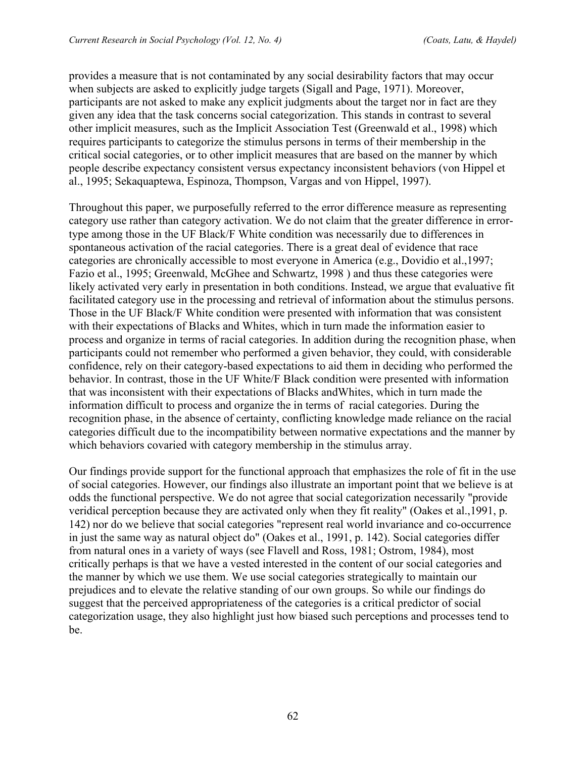provides a measure that is not contaminated by any social desirability factors that may occur when subjects are asked to explicitly judge targets (Sigall and Page, 1971). Moreover, participants are not asked to make any explicit judgments about the target nor in fact are they given any idea that the task concerns social categorization. This stands in contrast to several other implicit measures, such as the Implicit Association Test (Greenwald et al., 1998) which requires participants to categorize the stimulus persons in terms of their membership in the critical social categories, or to other implicit measures that are based on the manner by which people describe expectancy consistent versus expectancy inconsistent behaviors (von Hippel et al., 1995; Sekaquaptewa, Espinoza, Thompson, Vargas and von Hippel, 1997).

Throughout this paper, we purposefully referred to the error difference measure as representing category use rather than category activation. We do not claim that the greater difference in error-type among those in the UF Black/F White condition was necessarily due to differences in spontaneous activation of the racial categories. There is a great deal of evidence that race categories are chronically accessible to most everyone in America (e.g., Dovidio et al.,1997; Fazio et al., 1995; Greenwald, McGhee and Schwartz, 1998 ) and thus these categories were likely activated very early in presentation in both conditions. Instead, we argue that evaluative fit facilitated category use in the processing and retrieval of information about the stimulus persons. Those in the UF Black/F White condition were presented with information that was consistent with their expectations of Blacks and Whites, which in turn made the information easier to process and organize in terms of racial categories. In addition during the recognition phase, when participants could not remember who performed a given behavior, they could, with considerable confidence, rely on their category-based expectations to aid them in deciding who performed the behavior. In contrast, those in the UF White/F Black condition were presented with information that was inconsistent with their expectations of Blacks andWhites, which in turn made the information difficult to process and organize the in terms of racial categories. During the recognition phase, in the absence of certainty, conflicting knowledge made reliance on the racial categories difficult due to the incompatibility between normative expectations and the manner by which behaviors covaried with category membership in the stimulus array.

Our findings provide support for the functional approach that emphasizes the role of fit in the use of social categories. However, our findings also illustrate an important point that we believe is at odds the functional perspective. We do not agree that social categorization necessarily "provide veridical perception because they are activated only when they fit reality" (Oakes et al.,1991, p. 142) nor do we believe that social categories "represent real world invariance and co-occurrence in just the same way as natural object do" (Oakes et al., 1991, p. 142). Social categories differ from natural ones in a variety of ways (see Flavell and Ross, 1981; Ostrom, 1984), most critically perhaps is that we have a vested interested in the content of our social categories and the manner by which we use them. We use social categories strategically to maintain our prejudices and to elevate the relative standing of our own groups. So while our findings do suggest that the perceived appropriateness of the categories is a critical predictor of social categorization usage, they also highlight just how biased such perceptions and processes tend to be.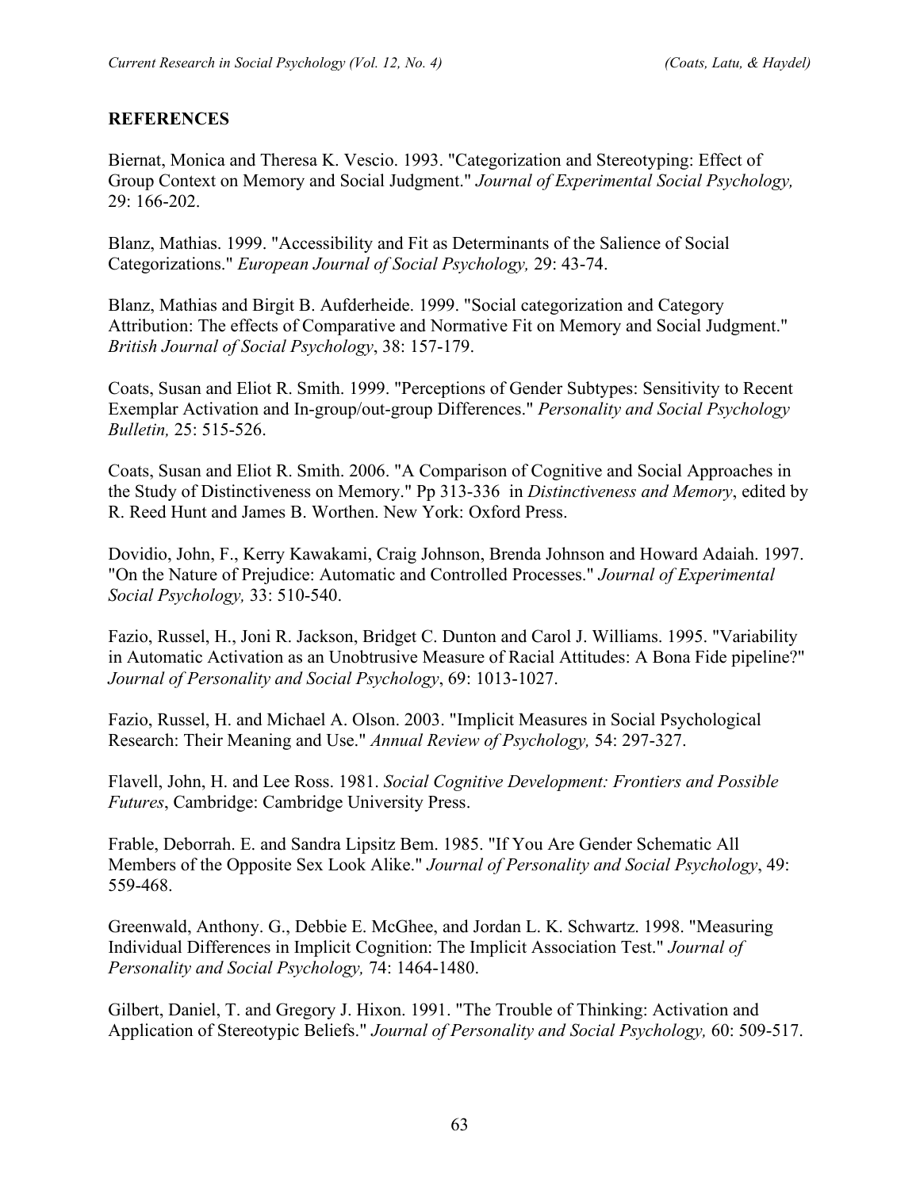## REFERENCES

Biernat, Monica and Theresa K. Vescio. 1993. "Categorization and Stereotyping: Effect of Group Context on Memory and Social Judgment." *Journal of Experimental Social Psychology,* 29: 166-202.

Blanz, Mathias. 1999. "Accessibility and Fit as Determinants of the Salience of Social Categorizations." *European Journal of Social Psychology,* 29: 43-74.

Blanz, Mathias and Birgit B. Aufderheide. 1999. "Social categorization and Category Attribution: The effects of Comparative and Normative Fit on Memory and Social Judgment." *British Journal of Social Psychology*, 38: 157-179.

Coats, Susan and Eliot R. Smith. 1999. "Perceptions of Gender Subtypes: Sensitivity to Recent Exemplar Activation and In-group/out-group Differences." *Personality and Social Psychology Bulletin,* 25: 515-526.

Coats, Susan and Eliot R. Smith. 2006. "A Comparison of Cognitive and Social Approaches in the Study of Distinctiveness on Memory." Pp 313-336 in *Distinctiveness and Memory*, edited by R. Reed Hunt and James B. Worthen. New York: Oxford Press.

Dovidio, John, F., Kerry Kawakami, Craig Johnson, Brenda Johnson and Howard Adaiah. 1997. "On the Nature of Prejudice: Automatic and Controlled Processes." *Journal of Experimental Social Psychology,* 33: 510-540.

Fazio, Russel, H., Joni R. Jackson, Bridget C. Dunton and Carol J. Williams. 1995. "Variability in Automatic Activation as an Unobtrusive Measure of Racial Attitudes: A Bona Fide pipeline?" *Journal of Personality and Social Psychology*, 69: 1013-1027.

Fazio, Russel, H. and Michael A. Olson. 2003. "Implicit Measures in Social Psychological Research: Their Meaning and Use." *Annual Review of Psychology,* 54: 297-327.

Flavell, John, H. and Lee Ross. 1981. *Social Cognitive Development: Frontiers and Possible Futures*, Cambridge: Cambridge University Press.

Frable, Deborrah. E. and Sandra Lipsitz Bem. 1985. "If You Are Gender Schematic All Members of the Opposite Sex Look Alike." *Journal of Personality and Social Psychology*, 49: 559-468.

Greenwald, Anthony. G., Debbie E. McGhee, and Jordan L. K. Schwartz. 1998. "Measuring Individual Differences in Implicit Cognition: The Implicit Association Test." *Journal of Personality and Social Psychology,* 74: 1464-1480.

Gilbert, Daniel, T. and Gregory J. Hixon. 1991. "The Trouble of Thinking: Activation and Application of Stereotypic Beliefs." *Journal of Personality and Social Psychology,* 60: 509-517.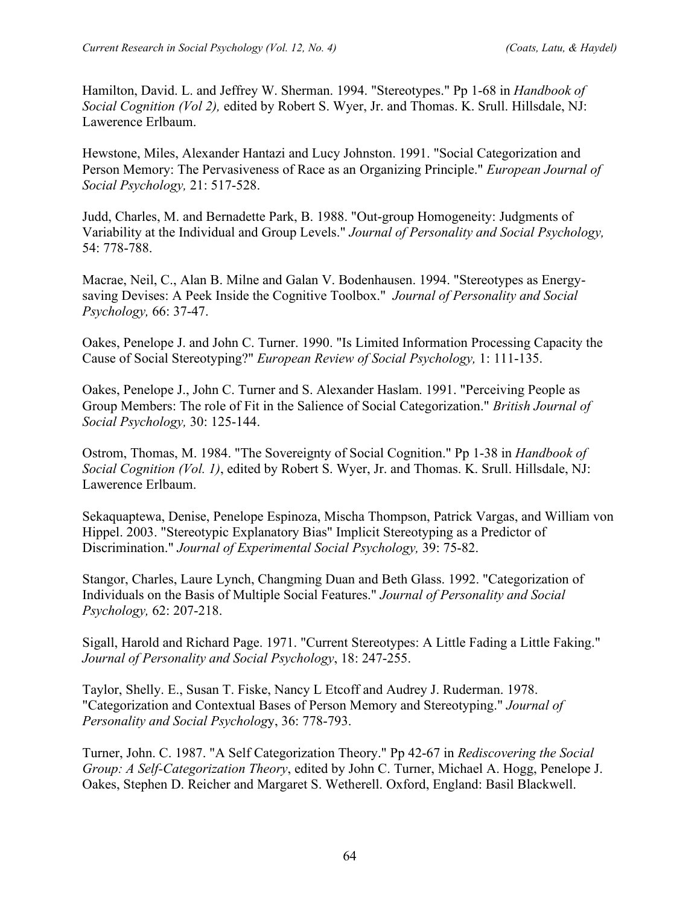Hamilton, David. L. and Jeffrey W. Sherman. 1994. "Stereotypes." Pp 1-68 in *Handbook of Social Cognition (Vol 2),* edited by Robert S. Wyer, Jr. and Thomas. K. Srull. Hillsdale, NJ: Lawerence Erlbaum.

Hewstone, Miles, Alexander Hantazi and Lucy Johnston. 1991. "Social Categorization and Person Memory: The Pervasiveness of Race as an Organizing Principle." *European Journal of Social Psychology,* 21: 517-528.

Judd, Charles, M. and Bernadette Park, B. 1988. "Out-group Homogeneity: Judgments of Variability at the Individual and Group Levels." *Journal of Personality and Social Psychology,* 54: 778-788.

Macrae, Neil, C., Alan B. Milne and Galan V. Bodenhausen. 1994. "Stereotypes as Energy-saving Devises: A Peek Inside the Cognitive Toolbox." *Journal of Personality and Social Psychology,* 66: 37-47.

Oakes, Penelope J. and John C. Turner. 1990. "Is Limited Information Processing Capacity the Cause of Social Stereotyping?" *European Review of Social Psychology,* 1: 111-135.

Oakes, Penelope J., John C. Turner and S. Alexander Haslam. 1991. "Perceiving People as Group Members: The role of Fit in the Salience of Social Categorization." *British Journal of Social Psychology,* 30: 125-144.

Ostrom, Thomas, M. 1984. "The Sovereignty of Social Cognition." Pp 1-38 in *Handbook of Social Cognition (Vol. 1)*, edited by Robert S. Wyer, Jr. and Thomas. K. Srull. Hillsdale, NJ: Lawerence Erlbaum.

Sekaquaptewa, Denise, Penelope Espinoza, Mischa Thompson, Patrick Vargas, and William von Hippel. 2003. "Stereotypic Explanatory Bias" Implicit Stereotyping as a Predictor of Discrimination." *Journal of Experimental Social Psychology,* 39: 75-82.

Stangor, Charles, Laure Lynch, Changming Duan and Beth Glass. 1992. "Categorization of Individuals on the Basis of Multiple Social Features." *Journal of Personality and Social Psychology,* 62: 207-218.

Sigall, Harold and Richard Page. 1971. "Current Stereotypes: A Little Fading a Little Faking." *Journal of Personality and Social Psychology*, 18: 247-255.

Taylor, Shelly. E., Susan T. Fiske, Nancy L Etcoff and Audrey J. Ruderman. 1978. "Categorization and Contextual Bases of Person Memory and Stereotyping." *Journal of Personality and Social Psychology*, 36: 778-793.

Turner, John. C. 1987. "A Self Categorization Theory." Pp 42-67 in *Rediscovering the Social Group: A Self-Categorization Theory*, edited by John C. Turner, Michael A. Hogg, Penelope J. Oakes, Stephen D. Reicher and Margaret S. Wetherell. Oxford, England: Basil Blackwell.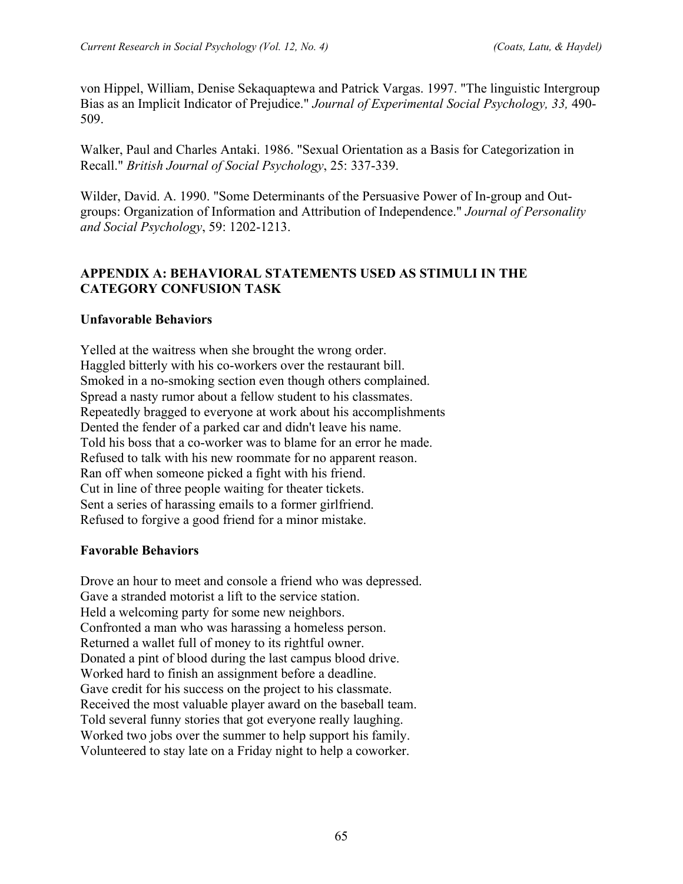von Hippel, William, Denise Sekaquaptewa and Patrick Vargas. 1997. "The linguistic Intergroup Bias as an Implicit Indicator of Prejudice." *Journal of Experimental Social Psychology, 33,* 490-509.

Walker, Paul and Charles Antaki. 1986. "Sexual Orientation as a Basis for Categorization in Recall." *British Journal of Social Psychology*, 25: 337-339.

Wilder, David. A. 1990. "Some Determinants of the Persuasive Power of In-group and Out-groups: Organization of Information and Attribution of Independence." *Journal of Personality and Social Psychology*, 59: 1202-1213.

## APPENDIX A: BEHAVIORAL STATEMENTS USED AS STIMULI IN THE CATEGORY CONFUSION TASK

### Unfavorable Behaviors

Yelled at the waitress when she brought the wrong order.
Haggled bitterly with his co-workers over the restaurant bill.
Smoked in a no-smoking section even though others complained.
Spread a nasty rumor about a fellow student to his classmates.
Repeatedly bragged to everyone at work about his accomplishments
Dented the fender of a parked car and didn't leave his name.
Told his boss that a co-worker was to blame for an error he made.
Refused to talk with his new roommate for no apparent reason.
Ran off when someone picked a fight with his friend.
Cut in line of three people waiting for theater tickets.
Sent a series of harassing emails to a former girlfriend.
Refused to forgive a good friend for a minor mistake.

### Favorable Behaviors

Drove an hour to meet and console a friend who was depressed.
Gave a stranded motorist a lift to the service station.
Held a welcoming party for some new neighbors.
Confronted a man who was harassing a homeless person.
Returned a wallet full of money to its rightful owner.
Donated a pint of blood during the last campus blood drive.
Worked hard to finish an assignment before a deadline.
Gave credit for his success on the project to his classmate.
Received the most valuable player award on the baseball team.
Told several funny stories that got everyone really laughing.
Worked two jobs over the summer to help support his family.
Volunteered to stay late on a Friday night to help a coworker.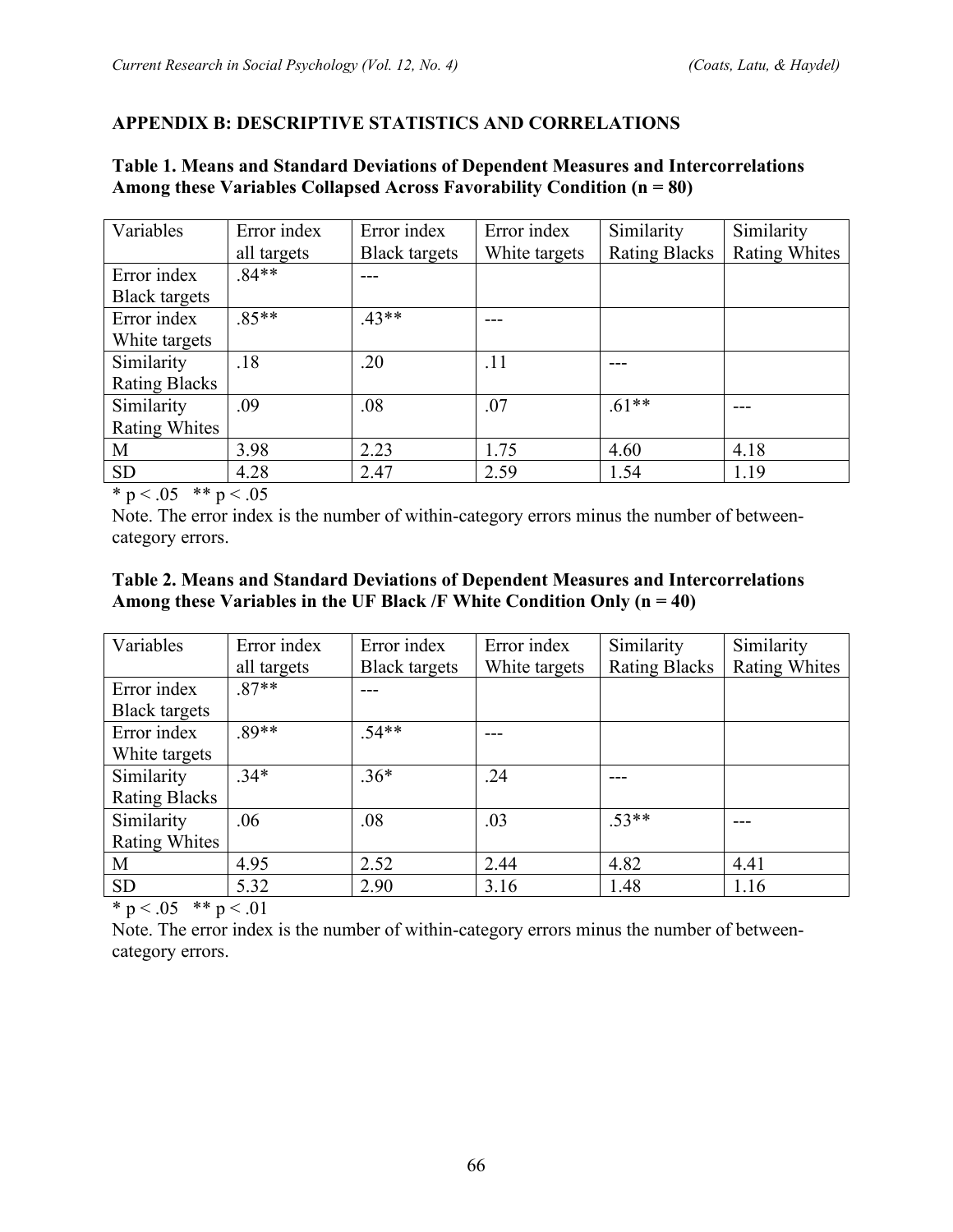### APPENDIX B: DESCRIPTIVE STATISTICS AND CORRELATIONS

**Table 1. Means and Standard Deviations of Dependent Measures and Intercorrelations Among these Variables Collapsed Across Favorability Condition (n = 80)**

| Variables | Error index all targets | Error index Black targets | Error index White targets | Similarity Rating Blacks | Similarity Rating Whites |
|---|---|---|---|---|---|
| Error index Black targets | .84** | --- | | | |
| Error index White targets | .85** | .43** | --- | | |
| Similarity Rating Blacks | .18 | .20 | .11 | --- | |
| Similarity Rating Whites | .09 | .08 | .07 | .61** | --- |
| M | 3.98 | 2.23 | 1.75 | 4.60 | 4.18 |
| SD | 4.28 | 2.47 | 2.59 | 1.54 | 1.19 |

* $p < .05$ ** $p < .05$

Note. The error index is the number of within-category errors minus the number of between-category errors.

**Table 2. Means and Standard Deviations of Dependent Measures and Intercorrelations Among these Variables in the UF Black /F White Condition Only (n = 40)**

| Variables | Error index all targets | Error index Black targets | Error index White targets | Similarity Rating Blacks | Similarity Rating Whites |
|---|---|---|---|---|---|
| Error index Black targets | .87** | --- | | | |
| Error index White targets | .89** | .54** | --- | | |
| Similarity Rating Blacks | .34* | .36* | .24 | --- | |
| Similarity Rating Whites | .06 | .08 | .03 | .53** | --- |
| M | 4.95 | 2.52 | 2.44 | 4.82 | 4.41 |
| SD | 5.32 | 2.90 | 3.16 | 1.48 | 1.16 |

* $p < .05$ ** $p < .01$

Note. The error index is the number of within-category errors minus the number of between-category errors.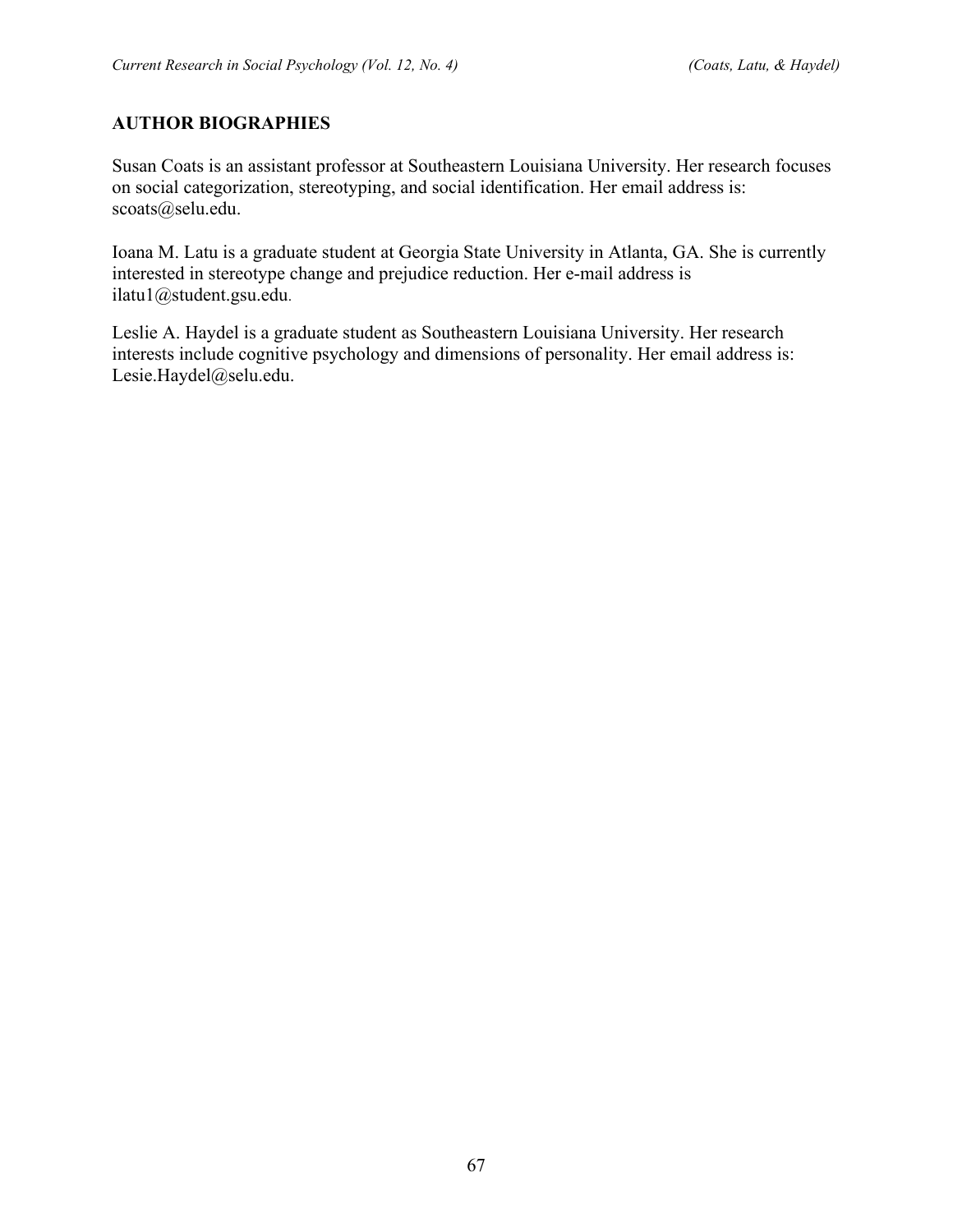## AUTHOR BIOGRAPHIES

Susan Coats is an assistant professor at Southeastern Louisiana University. Her research focuses on social categorization, stereotyping, and social identification. Her email address is: scoats@selu.edu.

Ioana M. Latu is a graduate student at Georgia State University in Atlanta, GA. She is currently interested in stereotype change and prejudice reduction. Her e-mail address is ilatu1@student.gsu.edu.

Leslie A. Haydel is a graduate student as Southeastern Louisiana University. Her research interests include cognitive psychology and dimensions of personality. Her email address is: Lesie.Haydel@selu.edu.